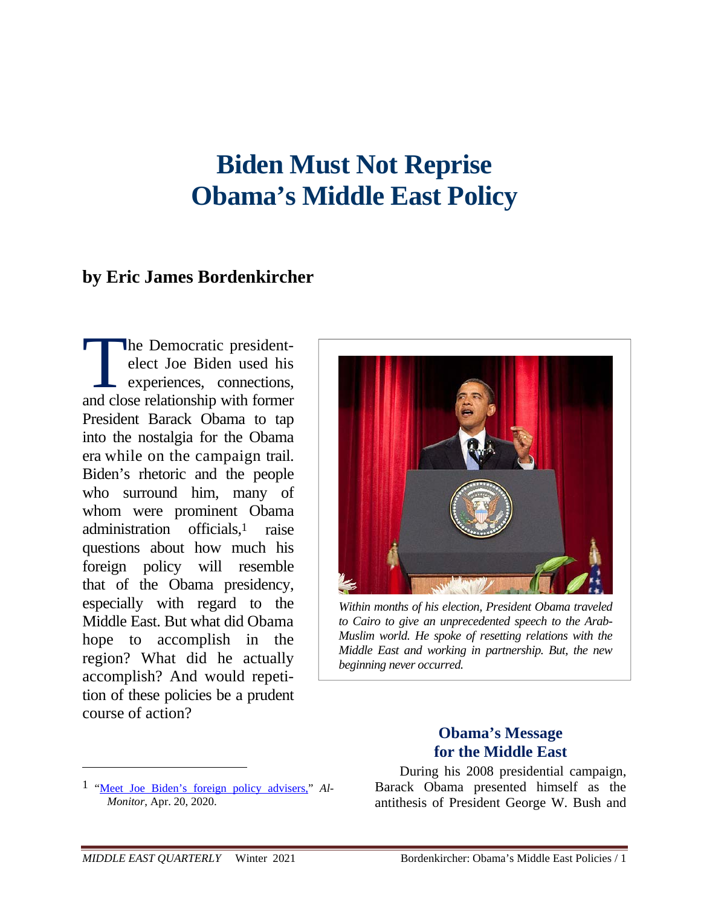# Biden Must Not Reprise Obama's Middle East Policy

**by Eric James Bordenkircher**

The Democratic president-elect Joe Biden used his experiences, connections, and close relationship with former President Barack Obama to tap into the nostalgia for the Obama era while on the campaign trail. Biden's rhetoric and the people who surround him, many of whom were prominent Obama administration officials,[1] raise questions about how much his foreign policy will resemble that of the Obama presidency, especially with regard to the Middle East. But what did Obama hope to accomplish in the region? What did he actually accomplish? And would repetition of these policies be a prudent course of action?

*Within months of his election, President Obama traveled to Cairo to give an unprecedented speech to the Arab-Muslim world. He spoke of resetting relations with the Middle East and working in partnership. But, the new beginning never occurred.*

## Obama's Message for the Middle East

During his 2008 presidential campaign, Barack Obama presented himself as the antithesis of President George W. Bush and

---

[1] "Meet Joe Biden's foreign policy advisers," *Al-Monitor*, Apr. 20, 2020.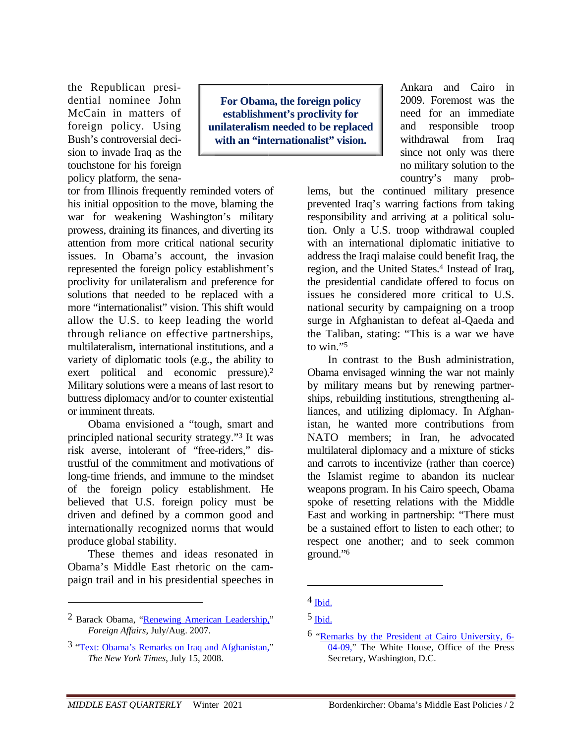the Republican presidential nominee John McCain in matters of foreign policy. Using Bush's controversial decision to invade Iraq as the touchstone for his foreign policy platform, the senator from Illinois frequently reminded voters of his initial opposition to the move, blaming the war for weakening Washington's military prowess, draining its finances, and diverting its attention from more critical national security issues. In Obama's account, the invasion represented the foreign policy establishment's proclivity for unilateralism and preference for solutions that needed to be replaced with a more "internationalist" vision. This shift would allow the U.S. to keep leading the world through reliance on effective partnerships, multilateralism, international institutions, and a variety of diplomatic tools (e.g., the ability to exert political and economic pressure).[2] Military solutions were a means of last resort to buttress diplomacy and/or to counter existential or imminent threats.

**For Obama, the foreign policy establishment's proclivity for unilateralism needed to be replaced with an "internationalist" vision.**

Obama envisioned a "tough, smart and principled national security strategy."[3] It was risk averse, intolerant of "free-riders," distrustful of the commitment and motivations of long-time friends, and immune to the mindset of the foreign policy establishment. He believed that U.S. foreign policy must be driven and defined by a common good and internationally recognized norms that would produce global stability.

These themes and ideas resonated in Obama's Middle East rhetoric on the campaign trail and in his presidential speeches in Ankara and Cairo in 2009. Foremost was the need for an immediate and responsible troop withdrawal from Iraq since not only was there no military solution to the country's many problems, but the continued military presence prevented Iraq's warring factions from taking responsibility and arriving at a political solution. Only a U.S. troop withdrawal coupled with an international diplomatic initiative to address the Iraqi malaise could benefit Iraq, the region, and the United States.[4] Instead of Iraq, the presidential candidate offered to focus on issues he considered more critical to U.S. national security by campaigning on a troop surge in Afghanistan to defeat al-Qaeda and the Taliban, stating: "This is a war we have to win."[5]

In contrast to the Bush administration, Obama envisaged winning the war not mainly by military means but by renewing partnerships, rebuilding institutions, strengthening alliances, and utilizing diplomacy. In Afghanistan, he wanted more contributions from NATO members; in Iran, he advocated multilateral diplomacy and a mixture of sticks and carrots to incentivize (rather than coerce) the Islamist regime to abandon its nuclear weapons program. In his Cairo speech, Obama spoke of resetting relations with the Middle East and working in partnership: "There must be a sustained effort to listen to each other; to respect one another; and to seek common ground."[6]

---

[2] Barack Obama, "Renewing American Leadership," *Foreign Affairs*, July/Aug. 2007.

[3] "Text: Obama's Remarks on Iraq and Afghanistan," *The New York Times*, July 15, 2008.

[4] Ibid.

[5] Ibid.

[6] "Remarks by the President at Cairo University, 6-04-09," The White House, Office of the Press Secretary, Washington, D.C.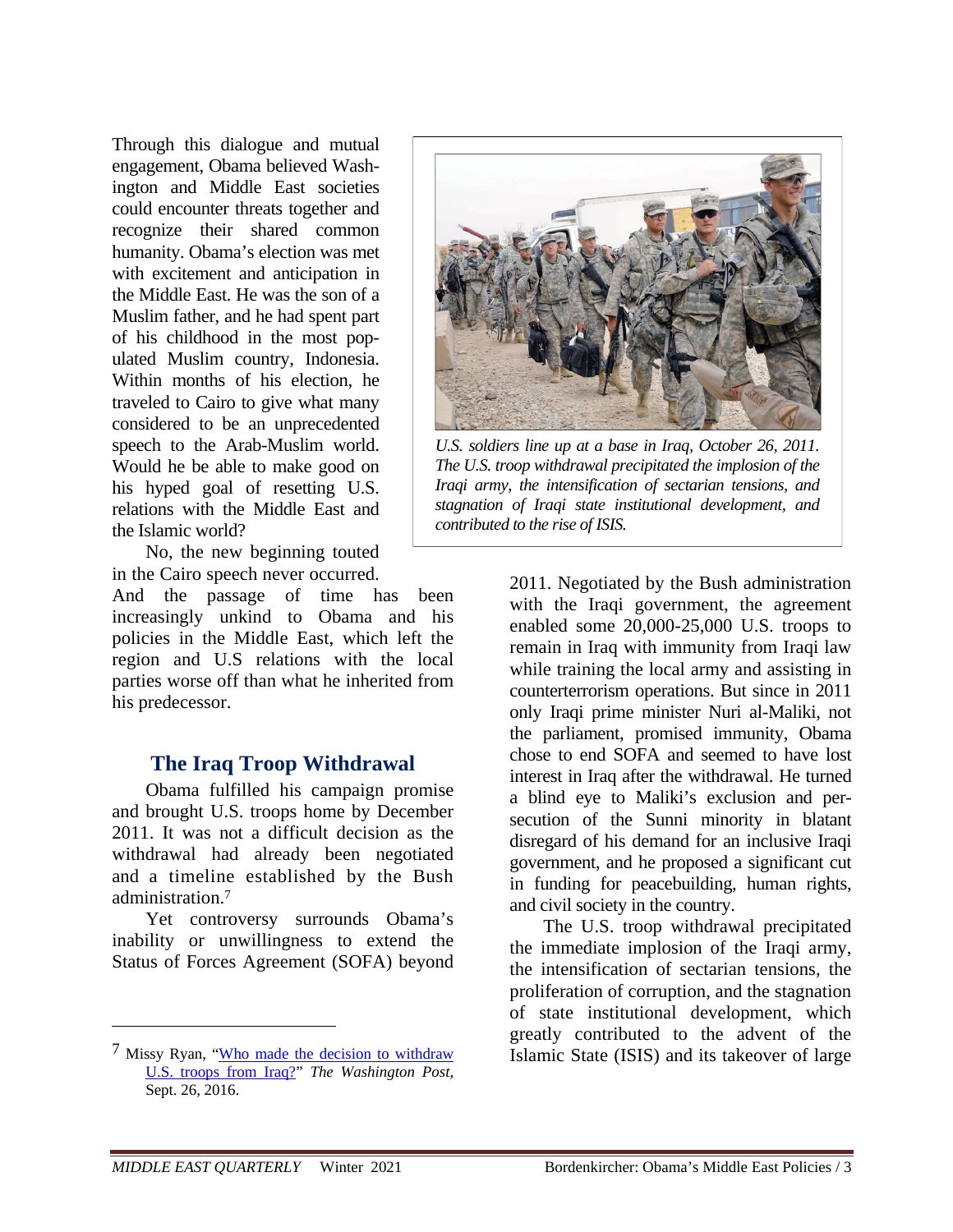Through this dialogue and mutual engagement, Obama believed Washington and Middle East societies could encounter threats together and recognize their shared common humanity. Obama's election was met with excitement and anticipation in the Middle East. He was the son of a Muslim father, and he had spent part of his childhood in the most populated Muslim country, Indonesia. Within months of his election, he traveled to Cairo to give what many considered to be an unprecedented speech to the Arab-Muslim world. Would he be able to make good on his hyped goal of resetting U.S. relations with the Middle East and the Islamic world?

No, the new beginning touted in the Cairo speech never occurred. And the passage of time has been increasingly unkind to Obama and his policies in the Middle East, which left the region and U.S relations with the local parties worse off than what he inherited from his predecessor.

*U.S. soldiers line up at a base in Iraq, October 26, 2011. The U.S. troop withdrawal precipitated the implosion of the Iraqi army, the intensification of sectarian tensions, and stagnation of Iraqi state institutional development, and contributed to the rise of ISIS.*

## The Iraq Troop Withdrawal

Obama fulfilled his campaign promise and brought U.S. troops home by December 2011. It was not a difficult decision as the withdrawal had already been negotiated and a timeline established by the Bush administration.[7]

Yet controversy surrounds Obama's inability or unwillingness to extend the Status of Forces Agreement (SOFA) beyond 2011. Negotiated by the Bush administration with the Iraqi government, the agreement enabled some 20,000-25,000 U.S. troops to remain in Iraq with immunity from Iraqi law while training the local army and assisting in counterterrorism operations. But since in 2011 only Iraqi prime minister Nuri al-Maliki, not the parliament, promised immunity, Obama chose to end SOFA and seemed to have lost interest in Iraq after the withdrawal. He turned a blind eye to Maliki's exclusion and persecution of the Sunni minority in blatant disregard of his demand for an inclusive Iraqi government, and he proposed a significant cut in funding for peacebuilding, human rights, and civil society in the country.

The U.S. troop withdrawal precipitated the immediate implosion of the Iraqi army, the intensification of sectarian tensions, the proliferation of corruption, and the stagnation of state institutional development, which greatly contributed to the advent of the Islamic State (ISIS) and its takeover of large

---

[7] Missy Ryan, "Who made the decision to withdraw U.S. troops from Iraq?" *The Washington Post*, Sept. 26, 2016.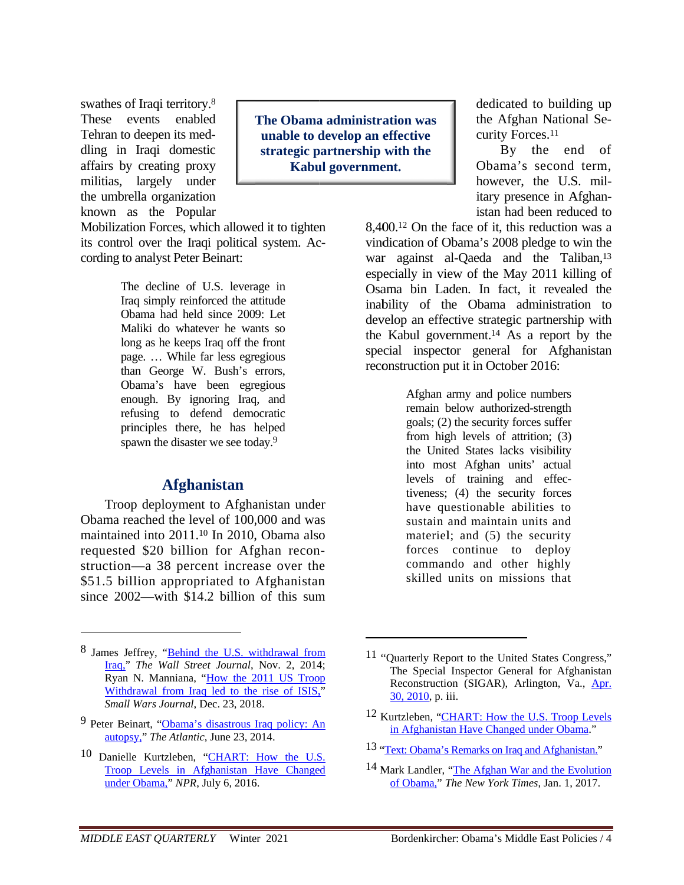swathes of Iraqi territory.[8] These events enabled Tehran to deepen its meddling in Iraqi domestic affairs by creating proxy militias, largely under the umbrella organization known as the Popular Mobilization Forces, which allowed it to tighten its control over the Iraqi political system. According to analyst Peter Beinart:

> The decline of U.S. leverage in Iraq simply reinforced the attitude Obama had held since 2009: Let Maliki do whatever he wants so long as he keeps Iraq off the front page. … While far less egregious than George W. Bush's errors, Obama's have been egregious enough. By ignoring Iraq, and refusing to defend democratic principles there, he has helped spawn the disaster we see today.[9]

## Afghanistan

Troop deployment to Afghanistan under Obama reached the level of 100,000 and was maintained into 2011.[10] In 2010, Obama also requested $20 billion for Afghan reconstruction—a 38 percent increase over the $51.5 billion appropriated to Afghanistan since 2002—with $14.2 billion of this sum dedicated to building up the Afghan National Security Forces.[11]

**The Obama administration was unable to develop an effective strategic partnership with the Kabul government.**

By the end of Obama's second term, however, the U.S. military presence in Afghanistan had been reduced to 8,400.[12] On the face of it, this reduction was a vindication of Obama's 2008 pledge to win the war against al-Qaeda and the Taliban,[13] especially in view of the May 2011 killing of Osama bin Laden. In fact, it revealed the inability of the Obama administration to develop an effective strategic partnership with the Kabul government.[14] As a report by the special inspector general for Afghanistan reconstruction put it in October 2016:

> Afghan army and police numbers remain below authorized-strength goals; (2) the security forces suffer from high levels of attrition; (3) the United States lacks visibility into most Afghan units' actual levels of training and effectiveness; (4) the security forces have questionable abilities to sustain and maintain units and materiel; and (5) the security forces continue to deploy commando and other highly skilled units on missions that

---

8 James Jeffrey, "Behind the U.S. withdrawal from Iraq," *The Wall Street Journal*, Nov. 2, 2014; Ryan N. Manniana, "How the 2011 US Troop Withdrawal from Iraq led to the rise of ISIS," *Small Wars Journal*, Dec. 23, 2018.

9 Peter Beinart, "Obama's disastrous Iraq policy: An autopsy," *The Atlantic*, June 23, 2014.

10 Danielle Kurtzleben, "CHART: How the U.S. Troop Levels in Afghanistan Have Changed under Obama," *NPR*, July 6, 2016.

11 "Quarterly Report to the United States Congress," The Special Inspector General for Afghanistan Reconstruction (SIGAR), Arlington, Va., Apr. 30, 2010, p. iii.

12 Kurtzleben, "CHART: How the U.S. Troop Levels in Afghanistan Have Changed under Obama."

13 "Text: Obama's Remarks on Iraq and Afghanistan."

14 Mark Landler, "The Afghan War and the Evolution of Obama," *The New York Times*, Jan. 1, 2017.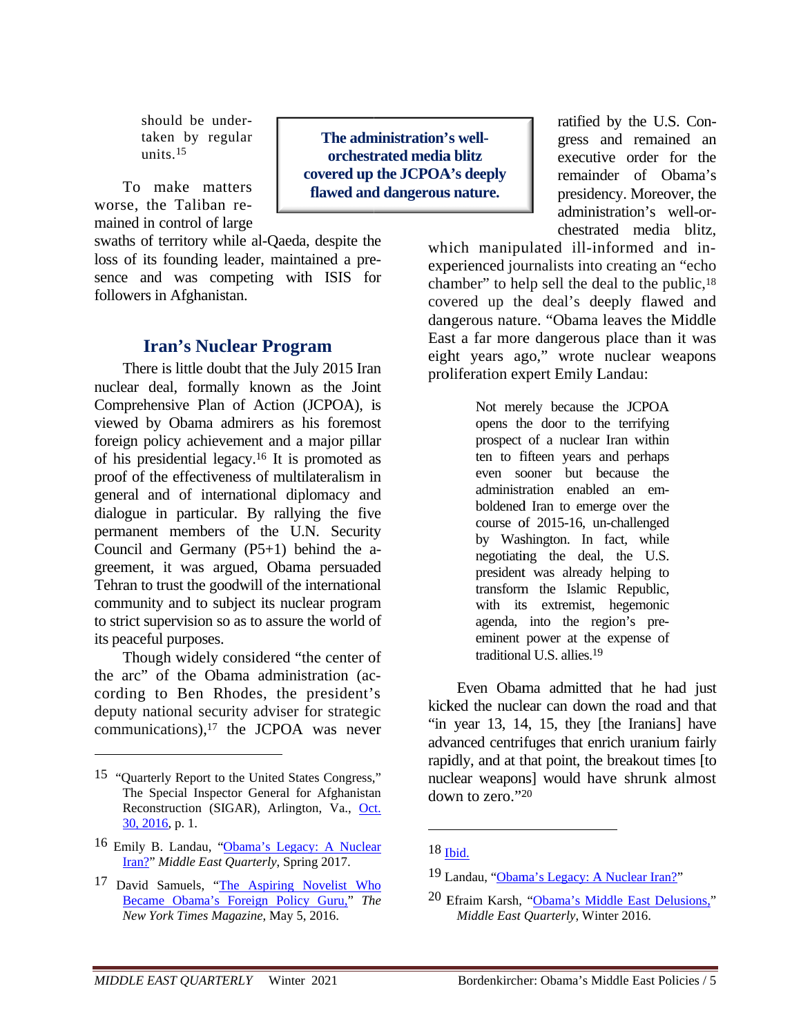should be undertaken by regular units.[15]

To make matters worse, the Taliban remained in control of large swaths of territory while al-Qaeda, despite the loss of its founding leader, maintained a presence and was competing with ISIS for followers in Afghanistan.

## Iran's Nuclear Program

There is little doubt that the July 2015 Iran nuclear deal, formally known as the Joint Comprehensive Plan of Action (JCPOA), is viewed by Obama admirers as his foremost foreign policy achievement and a major pillar of his presidential legacy.[16] It is promoted as proof of the effectiveness of multilateralism in general and of international diplomacy and dialogue in particular. By rallying the five permanent members of the U.N. Security Council and Germany (P5+1) behind the agreement, it was argued, Obama persuaded Tehran to trust the goodwill of the international community and to subject its nuclear program to strict supervision so as to assure the world of its peaceful purposes.

Though widely considered "the center of the arc" of the Obama administration (according to Ben Rhodes, the president's deputy national security adviser for strategic communications),[17] the JCPOA was never ratified by the U.S. Congress and remained an executive order for the remainder of Obama's presidency. Moreover, the administration's well-orchestrated media blitz, which manipulated ill-informed and inexperienced journalists into creating an "echo chamber" to help sell the deal to the public,[18] covered up the deal's deeply flawed and dangerous nature. "Obama leaves the Middle East a far more dangerous place than it was eight years ago," wrote nuclear weapons proliferation expert Emily Landau:

**The administration's well-orchestrated media blitz covered up the JCPOA's deeply flawed and dangerous nature.**

> Not merely because the JCPOA opens the door to the terrifying prospect of a nuclear Iran within ten to fifteen years and perhaps even sooner but because the administration enabled an emboldened Iran to emerge over the course of 2015-16, un-challenged by Washington. In fact, while negotiating the deal, the U.S. president was already helping to transform the Islamic Republic, with its extremist, hegemonic agenda, into the region's pre-eminent power at the expense of traditional U.S. allies.[19]

Even Obama admitted that he had just kicked the nuclear can down the road and that "in year 13, 14, 15, they [the Iranians] have advanced centrifuges that enrich uranium fairly rapidly, and at that point, the breakout times [to nuclear weapons] would have shrunk almost down to zero."[20]

---

[15] "Quarterly Report to the United States Congress," The Special Inspector General for Afghanistan Reconstruction (SIGAR), Arlington, Va., Oct. 30, 2016, p. 1.

[16] Emily B. Landau, "Obama's Legacy: A Nuclear Iran?" *Middle East Quarterly*, Spring 2017.

[17] David Samuels, "The Aspiring Novelist Who Became Obama's Foreign Policy Guru," *The New York Times Magazine*, May 5, 2016.

[18] Ibid.

[19] Landau, "Obama's Legacy: A Nuclear Iran?"

[20] Efraim Karsh, "Obama's Middle East Delusions," *Middle East Quarterly*, Winter 2016.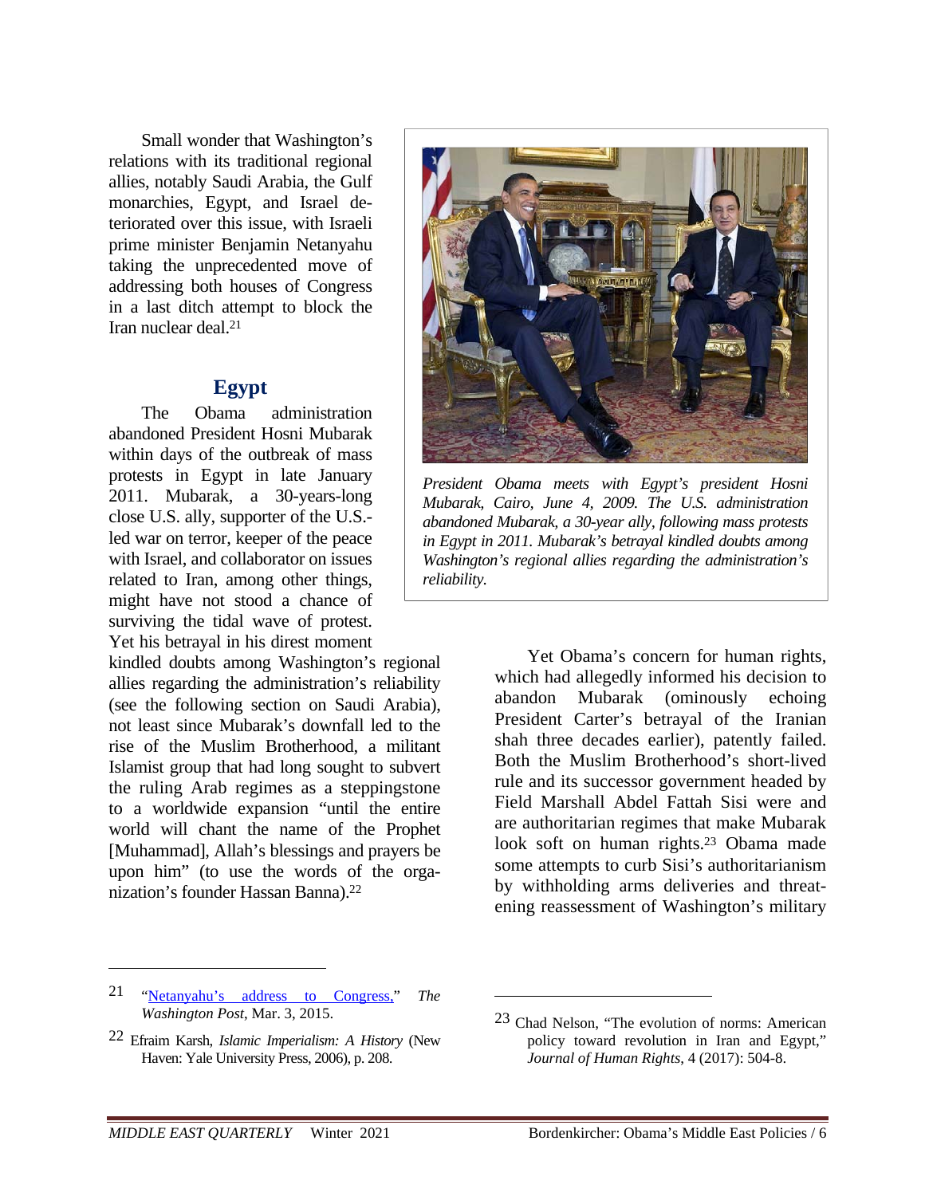Small wonder that Washington's relations with its traditional regional allies, notably Saudi Arabia, the Gulf monarchies, Egypt, and Israel deteriorated over this issue, with Israeli prime minister Benjamin Netanyahu taking the unprecedented move of addressing both houses of Congress in a last ditch attempt to block the Iran nuclear deal.[21]

## Egypt

The Obama administration abandoned President Hosni Mubarak within days of the outbreak of mass protests in Egypt in late January 2011. Mubarak, a 30-years-long close U.S. ally, supporter of the U.S.-led war on terror, keeper of the peace with Israel, and collaborator on issues related to Iran, among other things, might have not stood a chance of surviving the tidal wave of protest. Yet his betrayal in his direst moment kindled doubts among Washington's regional allies regarding the administration's reliability (see the following section on Saudi Arabia), not least since Mubarak's downfall led to the rise of the Muslim Brotherhood, a militant Islamist group that had long sought to subvert the ruling Arab regimes as a steppingstone to a worldwide expansion "until the entire world will chant the name of the Prophet [Muhammad], Allah's blessings and prayers be upon him" (to use the words of the organization's founder Hassan Banna).[22]

*President Obama meets with Egypt's president Hosni Mubarak, Cairo, June 4, 2009. The U.S. administration abandoned Mubarak, a 30-year ally, following mass protests in Egypt in 2011. Mubarak's betrayal kindled doubts among Washington's regional allies regarding the administration's reliability.*

Yet Obama's concern for human rights, which had allegedly informed his decision to abandon Mubarak (ominously echoing President Carter's betrayal of the Iranian shah three decades earlier), patently failed. Both the Muslim Brotherhood's short-lived rule and its successor government headed by Field Marshall Abdel Fattah Sisi were and are authoritarian regimes that make Mubarak look soft on human rights.[23] Obama made some attempts to curb Sisi's authoritarianism by withholding arms deliveries and threatening reassessment of Washington's military

---

21 "Netanyahu's address to Congress," *The Washington Post*, Mar. 3, 2015.

22 Efraim Karsh, *Islamic Imperialism: A History* (New Haven: Yale University Press, 2006), p. 208.

23 Chad Nelson, "The evolution of norms: American policy toward revolution in Iran and Egypt," *Journal of Human Rights*, 4 (2017): 504-8.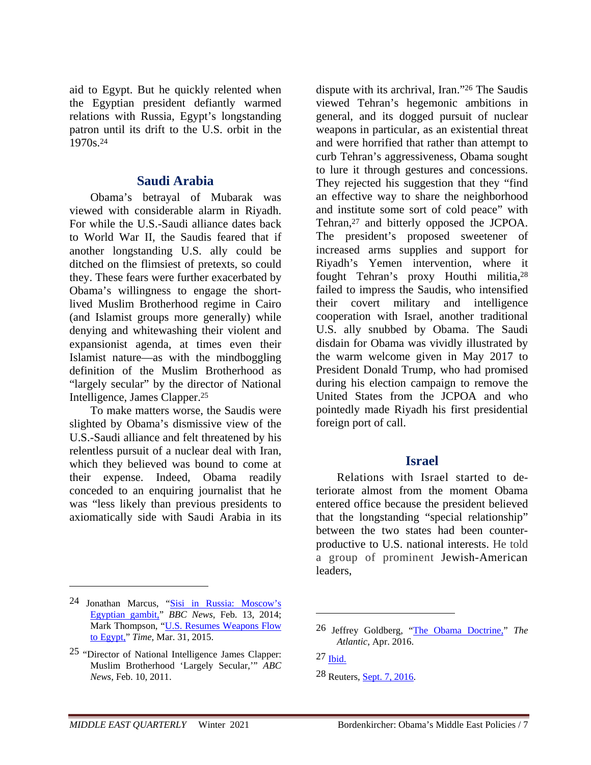aid to Egypt. But he quickly relented when the Egyptian president defiantly warmed relations with Russia, Egypt's longstanding patron until its drift to the U.S. orbit in the 1970s.[24]

## Saudi Arabia

Obama's betrayal of Mubarak was viewed with considerable alarm in Riyadh. For while the U.S.-Saudi alliance dates back to World War II, the Saudis feared that if another longstanding U.S. ally could be ditched on the flimsiest of pretexts, so could they. These fears were further exacerbated by Obama's willingness to engage the short-lived Muslim Brotherhood regime in Cairo (and Islamist groups more generally) while denying and whitewashing their violent and expansionist agenda, at times even their Islamist nature—as with the mindboggling definition of the Muslim Brotherhood as "largely secular" by the director of National Intelligence, James Clapper.[25]

To make matters worse, the Saudis were slighted by Obama's dismissive view of the U.S.-Saudi alliance and felt threatened by his relentless pursuit of a nuclear deal with Iran, which they believed was bound to come at their expense. Indeed, Obama readily conceded to an enquiring journalist that he was "less likely than previous presidents to axiomatically side with Saudi Arabia in its dispute with its archrival, Iran."[26] The Saudis viewed Tehran's hegemonic ambitions in general, and its dogged pursuit of nuclear weapons in particular, as an existential threat and were horrified that rather than attempt to curb Tehran's aggressiveness, Obama sought to lure it through gestures and concessions. They rejected his suggestion that they "find an effective way to share the neighborhood and institute some sort of cold peace" with Tehran,[27] and bitterly opposed the JCPOA. The president's proposed sweetener of increased arms supplies and support for Riyadh's Yemen intervention, where it fought Tehran's proxy Houthi militia,[28] failed to impress the Saudis, who intensified their covert military and intelligence cooperation with Israel, another traditional U.S. ally snubbed by Obama. The Saudi disdain for Obama was vividly illustrated by the warm welcome given in May 2017 to President Donald Trump, who had promised during his election campaign to remove the United States from the JCPOA and who pointedly made Riyadh his first presidential foreign port of call.

## Israel

Relations with Israel started to deteriorate almost from the moment Obama entered office because the president believed that the longstanding "special relationship" between the two states had been counterproductive to U.S. national interests. He told a group of prominent Jewish-American leaders,

---

24 Jonathan Marcus, "Sisi in Russia: Moscow's Egyptian gambit," *BBC News*, Feb. 13, 2014; Mark Thompson, "U.S. Resumes Weapons Flow to Egypt," *Time*, Mar. 31, 2015.

25 "Director of National Intelligence James Clapper: Muslim Brotherhood 'Largely Secular,'" *ABC News*, Feb. 10, 2011.

26 Jeffrey Goldberg, "The Obama Doctrine," *The Atlantic*, Apr. 2016.

27 Ibid.

28 Reuters, Sept. 7, 2016.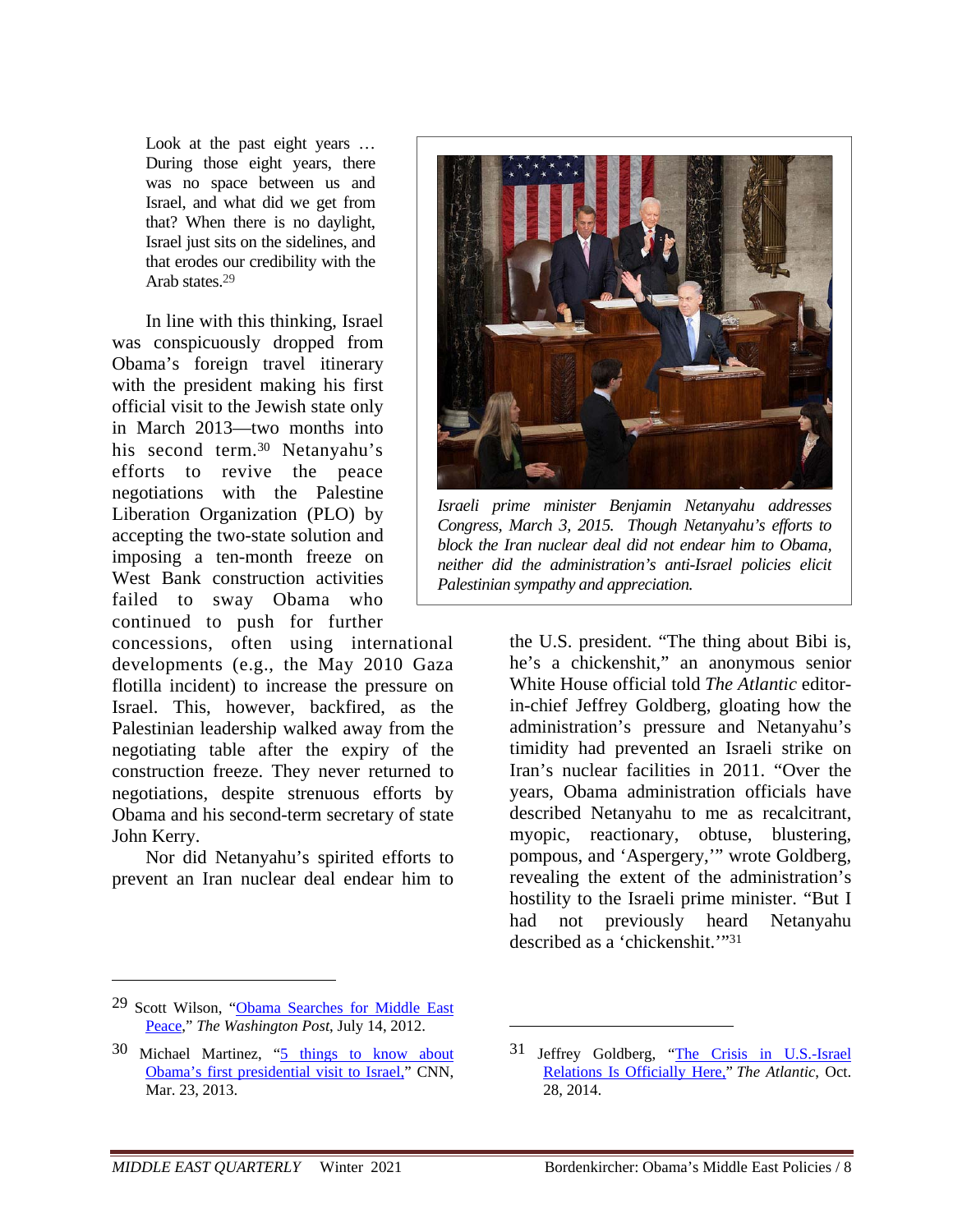> Look at the past eight years … During those eight years, there was no space between us and Israel, and what did we get from that? When there is no daylight, Israel just sits on the sidelines, and that erodes our credibility with the Arab states.[29]

In line with this thinking, Israel was conspicuously dropped from Obama's foreign travel itinerary with the president making his first official visit to the Jewish state only in March 2013—two months into his second term.[30] Netanyahu's efforts to revive the peace negotiations with the Palestine Liberation Organization (PLO) by accepting the two-state solution and imposing a ten-month freeze on West Bank construction activities failed to sway Obama who continued to push for further concessions, often using international developments (e.g., the May 2010 Gaza flotilla incident) to increase the pressure on Israel. This, however, backfired, as the Palestinian leadership walked away from the negotiating table after the expiry of the construction freeze. They never returned to negotiations, despite strenuous efforts by Obama and his second-term secretary of state John Kerry.

*Israeli prime minister Benjamin Netanyahu addresses Congress, March 3, 2015. Though Netanyahu's efforts to block the Iran nuclear deal did not endear him to Obama, neither did the administration's anti-Israel policies elicit Palestinian sympathy and appreciation.*

Nor did Netanyahu's spirited efforts to prevent an Iran nuclear deal endear him to the U.S. president. "The thing about Bibi is, he's a chickenshit," an anonymous senior White House official told *The Atlantic* editor-in-chief Jeffrey Goldberg, gloating how the administration's pressure and Netanyahu's timidity had prevented an Israeli strike on Iran's nuclear facilities in 2011. "Over the years, Obama administration officials have described Netanyahu to me as recalcitrant, myopic, reactionary, obtuse, blustering, pompous, and 'Aspergery,'" wrote Goldberg, revealing the extent of the administration's hostility to the Israeli prime minister. "But I had not previously heard Netanyahu described as a 'chickenshit.'"[31]

---

29 Scott Wilson, "Obama Searches for Middle East Peace," *The Washington Post*, July 14, 2012.

30 Michael Martinez, "5 things to know about Obama's first presidential visit to Israel," CNN, Mar. 23, 2013.

31 Jeffrey Goldberg, "The Crisis in U.S.-Israel Relations Is Officially Here," *The Atlantic*, Oct. 28, 2014.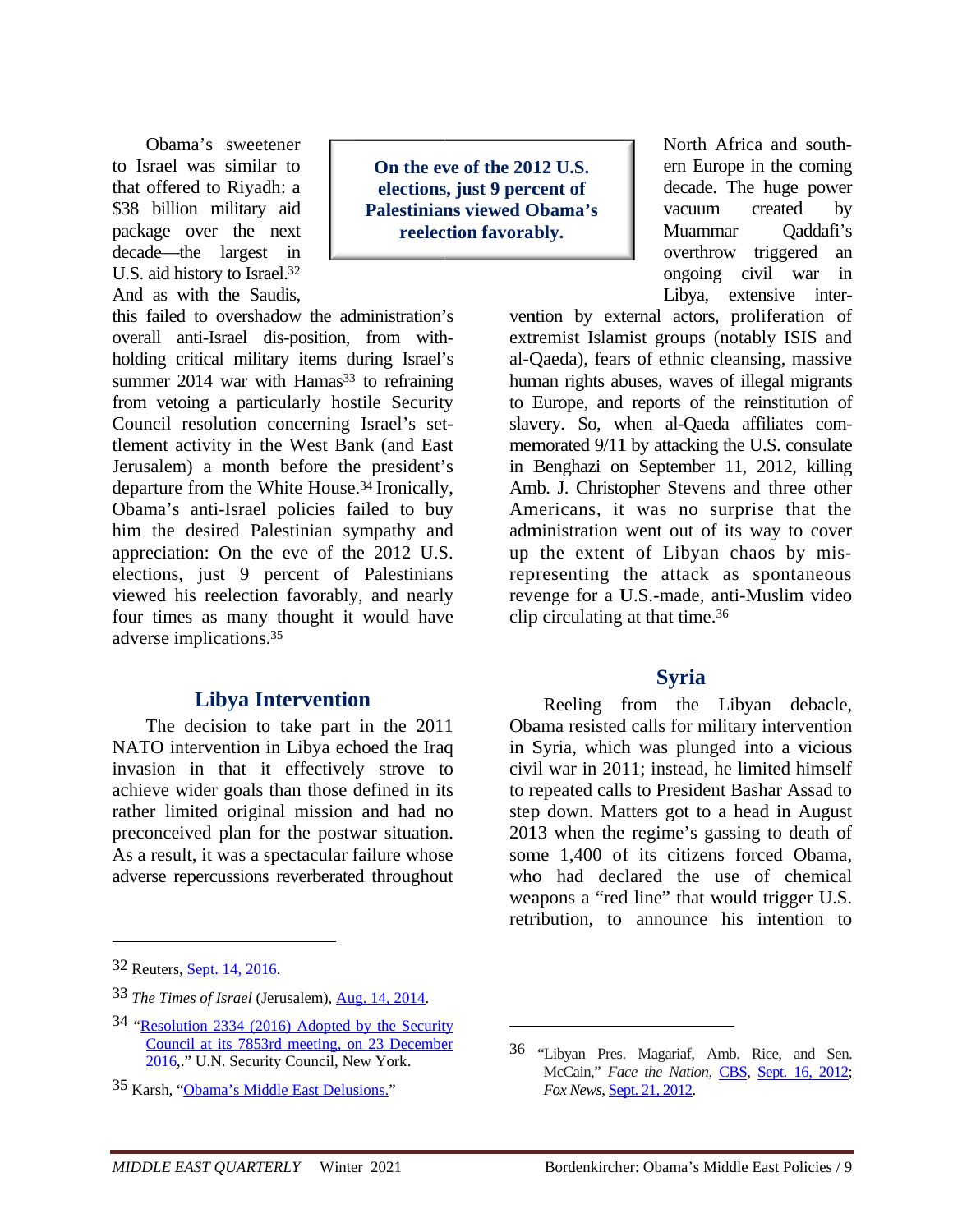Obama's sweetener to Israel was similar to that offered to Riyadh: a $38 billion military aid package over the next decade—the largest in U.S. aid history to Israel.[32] And as with the Saudis, this failed to overshadow the administration's overall anti-Israel dis-position, from with-holding critical military items during Israel's summer 2014 war with Hamas[33] to refraining from vetoing a particularly hostile Security Council resolution concerning Israel's settlement activity in the West Bank (and East Jerusalem) a month before the president's departure from the White House.[34] Ironically, Obama's anti-Israel policies failed to buy him the desired Palestinian sympathy and appreciation: On the eve of the 2012 U.S. elections, just 9 percent of Palestinians viewed his reelection favorably, and nearly four times as many thought it would have adverse implications.[35]

**On the eve of the 2012 U.S. elections, just 9 percent of Palestinians viewed Obama's reelection favorably.**

## Libya Intervention

The decision to take part in the 2011 NATO intervention in Libya echoed the Iraq invasion in that it effectively strove to achieve wider goals than those defined in its rather limited original mission and had no preconceived plan for the postwar situation. As a result, it was a spectacular failure whose adverse repercussions reverberated throughout North Africa and southern Europe in the coming decade. The huge power vacuum created by Muammar Qaddafi's overthrow triggered an ongoing civil war in Libya, extensive intervention by external actors, proliferation of extremist Islamist groups (notably ISIS and al-Qaeda), fears of ethnic cleansing, massive human rights abuses, waves of illegal migrants to Europe, and reports of the reinstitution of slavery. So, when al-Qaeda affiliates commemorated 9/11 by attacking the U.S. consulate in Benghazi on September 11, 2012, killing Amb. J. Christopher Stevens and three other Americans, it was no surprise that the administration went out of its way to cover up the extent of Libyan chaos by misrepresenting the attack as spontaneous revenge for a U.S.-made, anti-Muslim video clip circulating at that time.[36]

## Syria

Reeling from the Libyan debacle, Obama resisted calls for military intervention in Syria, which was plunged into a vicious civil war in 2011; instead, he limited himself to repeated calls to President Bashar Assad to step down. Matters got to a head in August 2013 when the regime's gassing to death of some 1,400 of its citizens forced Obama, who had declared the use of chemical weapons a "red line" that would trigger U.S. retribution, to announce his intention to

---

32 Reuters, Sept. 14, 2016.

33 *The Times of Israel* (Jerusalem), Aug. 14, 2014.

34 "Resolution 2334 (2016) Adopted by the Security Council at its 7853rd meeting, on 23 December 2016,." U.N. Security Council, New York.

35 Karsh, "Obama's Middle East Delusions."

36 "Libyan Pres. Magariaf, Amb. Rice, and Sen. McCain," *Face the Nation*, CBS, Sept. 16, 2012; *Fox News*, Sept. 21, 2012.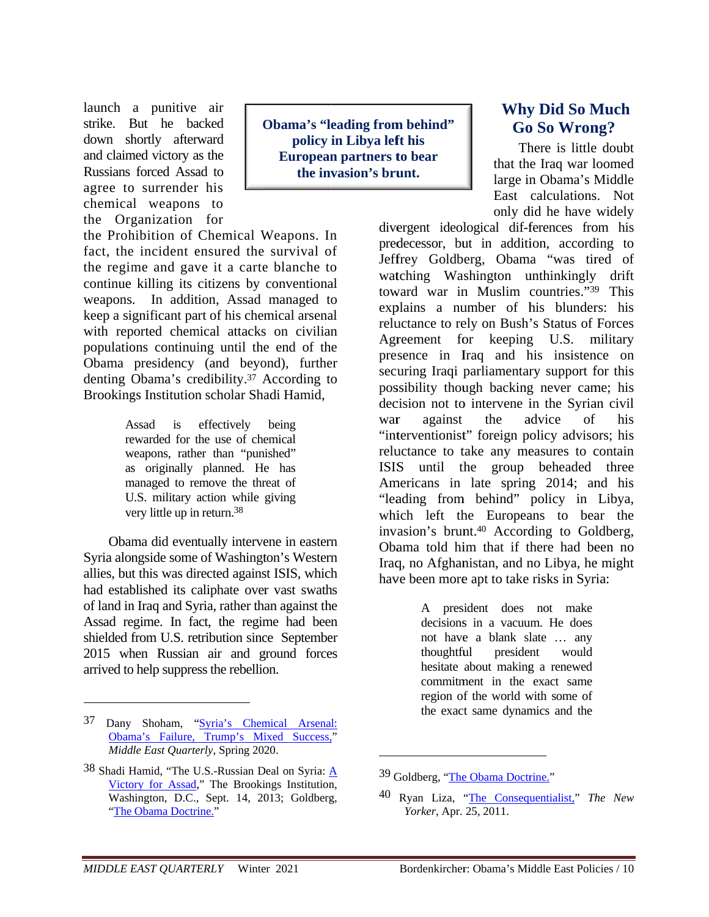launch a punitive air strike. But he backed down shortly afterward and claimed victory as the Russians forced Assad to agree to surrender his chemical weapons to the Organization for the Prohibition of Chemical Weapons. In fact, the incident ensured the survival of the regime and gave it a carte blanche to continue killing its citizens by conventional weapons. In addition, Assad managed to keep a significant part of his chemical arsenal with reported chemical attacks on civilian populations continuing until the end of the Obama presidency (and beyond), further denting Obama's credibility.[37] According to Brookings Institution scholar Shadi Hamid,

> Assad is effectively being rewarded for the use of chemical weapons, rather than "punished" as originally planned. He has managed to remove the threat of U.S. military action while giving very little up in return.[38]

Obama did eventually intervene in eastern Syria alongside some of Washington's Western allies, but this was directed against ISIS, which had established its caliphate over vast swaths of land in Iraq and Syria, rather than against the Assad regime. In fact, the regime had been shielded from U.S. retribution since September 2015 when Russian air and ground forces arrived to help suppress the rebellion.

**Obama's "leading from behind" policy in Libya left his European partners to bear the invasion's brunt.**

## Why Did So Much Go So Wrong?

There is little doubt that the Iraq war loomed large in Obama's Middle East calculations. Not only did he have widely divergent ideological dif-ferences from his predecessor, but in addition, according to Jeffrey Goldberg, Obama "was tired of watching Washington unthinkingly drift toward war in Muslim countries."[39] This explains a number of his blunders: his reluctance to rely on Bush's Status of Forces Agreement for keeping U.S. military presence in Iraq and his insistence on securing Iraqi parliamentary support for this possibility though backing never came; his decision not to intervene in the Syrian civil war against the advice of his "interventionist" foreign policy advisors; his reluctance to take any measures to contain ISIS until the group beheaded three Americans in late spring 2014; and his "leading from behind" policy in Libya, which left the Europeans to bear the invasion's brunt.[40] According to Goldberg, Obama told him that if there had been no Iraq, no Afghanistan, and no Libya, he might have been more apt to take risks in Syria:

> A president does not make decisions in a vacuum. He does not have a blank slate … any thoughtful president would hesitate about making a renewed commitment in the exact same region of the world with some of the exact same dynamics and the

---

37 Dany Shoham, "Syria's Chemical Arsenal: Obama's Failure, Trump's Mixed Success," *Middle East Quarterly*, Spring 2020.

38 Shadi Hamid, "The U.S.-Russian Deal on Syria: A Victory for Assad," The Brookings Institution, Washington, D.C., Sept. 14, 2013; Goldberg, "The Obama Doctrine."

39 Goldberg, "The Obama Doctrine."

40 Ryan Liza, "The Consequentialist," *The New Yorker*, Apr. 25, 2011.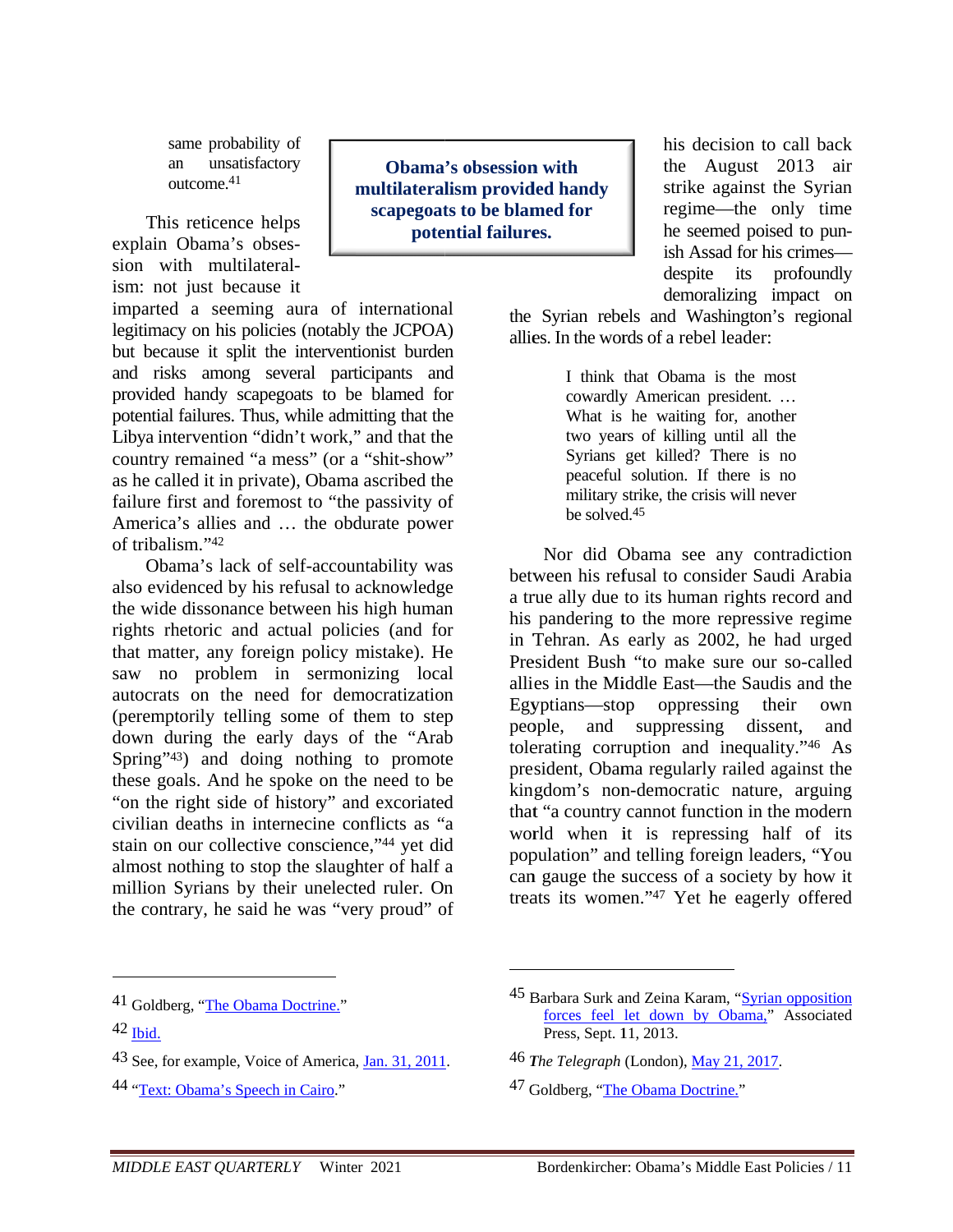same probability of an unsatisfactory outcome.[41]

This reticence helps explain Obama's obsession with multilateralism: not just because it imparted a seeming aura of international legitimacy on his policies (notably the JCPOA) but because it split the interventionist burden and risks among several participants and provided handy scapegoats to be blamed for potential failures. Thus, while admitting that the Libya intervention "didn't work," and that the country remained "a mess" (or a "shit-show" as he called it in private), Obama ascribed the failure first and foremost to "the passivity of America's allies and … the obdurate power of tribalism."[42]

**Obama's obsession with multilateralism provided handy scapegoats to be blamed for potential failures.**

Obama's lack of self-accountability was also evidenced by his refusal to acknowledge the wide dissonance between his high human rights rhetoric and actual policies (and for that matter, any foreign policy mistake). He saw no problem in sermonizing local autocrats on the need for democratization (peremptorily telling some of them to step down during the early days of the "Arab Spring"[43]) and doing nothing to promote these goals. And he spoke on the need to be "on the right side of history" and excoriated civilian deaths in internecine conflicts as "a stain on our collective conscience,"[44] yet did almost nothing to stop the slaughter of half a million Syrians by their unelected ruler. On the contrary, he said he was "very proud" of his decision to call back the August 2013 air strike against the Syrian regime—the only time he seemed poised to punish Assad for his crimes—despite its profoundly demoralizing impact on the Syrian rebels and Washington's regional allies. In the words of a rebel leader:

> I think that Obama is the most cowardly American president. … What is he waiting for, another two years of killing until all the Syrians get killed? There is no peaceful solution. If there is no military strike, the crisis will never be solved.[45]

Nor did Obama see any contradiction between his refusal to consider Saudi Arabia a true ally due to its human rights record and his pandering to the more repressive regime in Tehran. As early as 2002, he had urged President Bush "to make sure our so-called allies in the Middle East—the Saudis and the Egyptians—stop oppressing their own people, and suppressing dissent, and tolerating corruption and inequality."[46] As president, Obama regularly railed against the kingdom's non-democratic nature, arguing that "a country cannot function in the modern world when it is repressing half of its population" and telling foreign leaders, "You can gauge the success of a society by how it treats its women."[47] Yet he eagerly offered

---

[41] Goldberg, "The Obama Doctrine."

[42] Ibid.

[43] See, for example, Voice of America, Jan. 31, 2011.

[44] "Text: Obama's Speech in Cairo."

[45] Barbara Surk and Zeina Karam, "Syrian opposition forces feel let down by Obama," Associated Press, Sept. 11, 2013.

[46] *The Telegraph* (London), May 21, 2017.

[47] Goldberg, "The Obama Doctrine."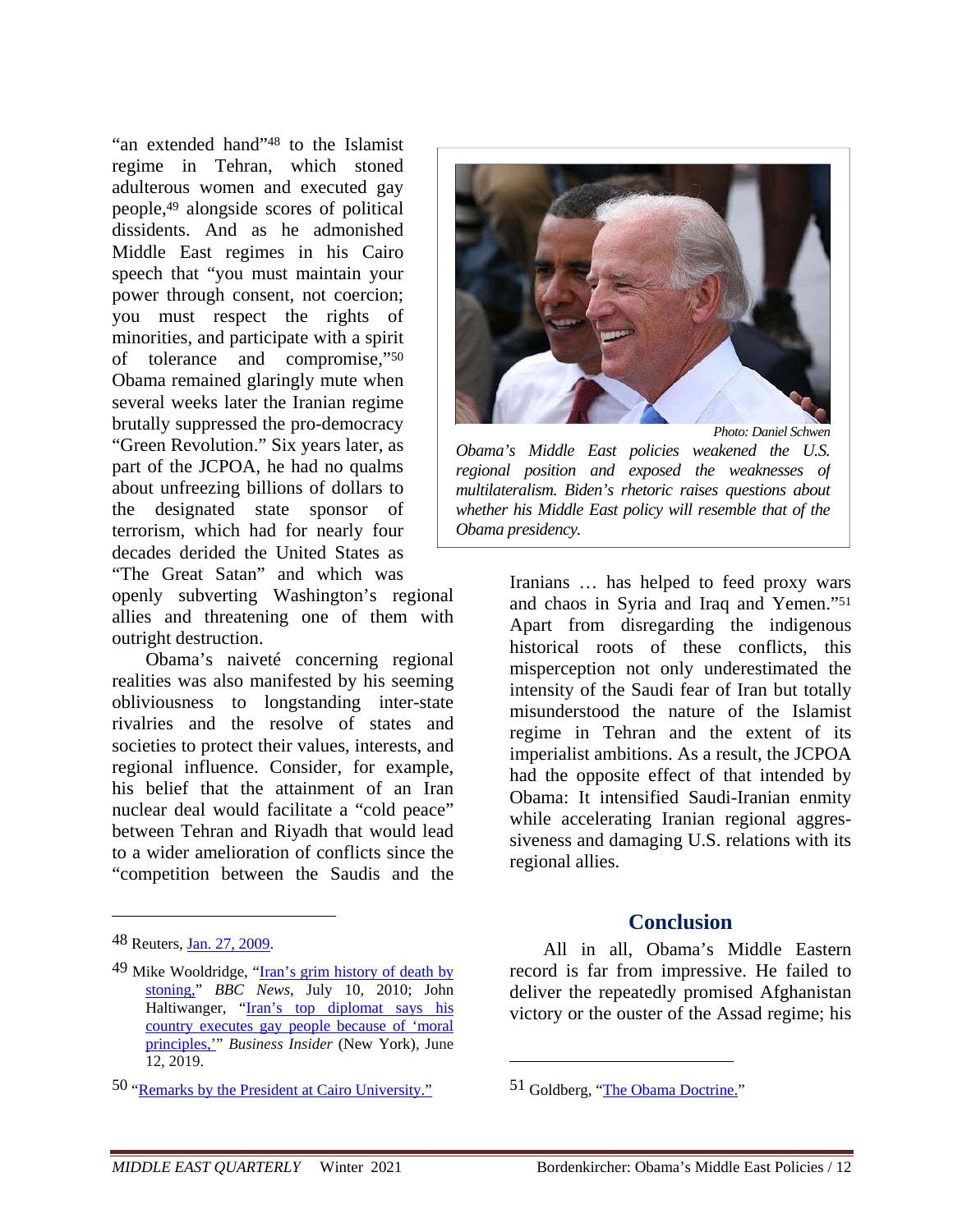"an extended hand"[48] to the Islamist regime in Tehran, which stoned adulterous women and executed gay people,[49] alongside scores of political dissidents. And as he admonished Middle East regimes in his Cairo speech that "you must maintain your power through consent, not coercion; you must respect the rights of minorities, and participate with a spirit of tolerance and compromise,"[50] Obama remained glaringly mute when several weeks later the Iranian regime brutally suppressed the pro-democracy "Green Revolution." Six years later, as part of the JCPOA, he had no qualms about unfreezing billions of dollars to the designated state sponsor of terrorism, which had for nearly four decades derided the United States as "The Great Satan" and which was openly subverting Washington's regional allies and threatening one of them with outright destruction.

Photo: Daniel Schwen

*Obama's Middle East policies weakened the U.S. regional position and exposed the weaknesses of multilateralism. Biden's rhetoric raises questions about whether his Middle East policy will resemble that of the Obama presidency.*

Obama's naiveté concerning regional realities was also manifested by his seeming obliviousness to longstanding inter-state rivalries and the resolve of states and societies to protect their values, interests, and regional influence. Consider, for example, his belief that the attainment of an Iran nuclear deal would facilitate a "cold peace" between Tehran and Riyadh that would lead to a wider amelioration of conflicts since the "competition between the Saudis and the Iranians … has helped to feed proxy wars and chaos in Syria and Iraq and Yemen."[51] Apart from disregarding the indigenous historical roots of these conflicts, this misperception not only underestimated the intensity of the Saudi fear of Iran but totally misunderstood the nature of the Islamist regime in Tehran and the extent of its imperialist ambitions. As a result, the JCPOA had the opposite effect of that intended by Obama: It intensified Saudi-Iranian enmity while accelerating Iranian regional aggressiveness and damaging U.S. relations with its regional allies.

## Conclusion

All in all, Obama's Middle Eastern record is far from impressive. He failed to deliver the repeatedly promised Afghanistan victory or the ouster of the Assad regime; his

---

48 Reuters, Jan. 27, 2009.

49 Mike Wooldridge, "Iran's grim history of death by stoning," *BBC News*, July 10, 2010; John Haltiwanger, "Iran's top diplomat says his country executes gay people because of 'moral principles,'" *Business Insider* (New York), June 12, 2019.

50 "Remarks by the President at Cairo University."

51 Goldberg, "The Obama Doctrine."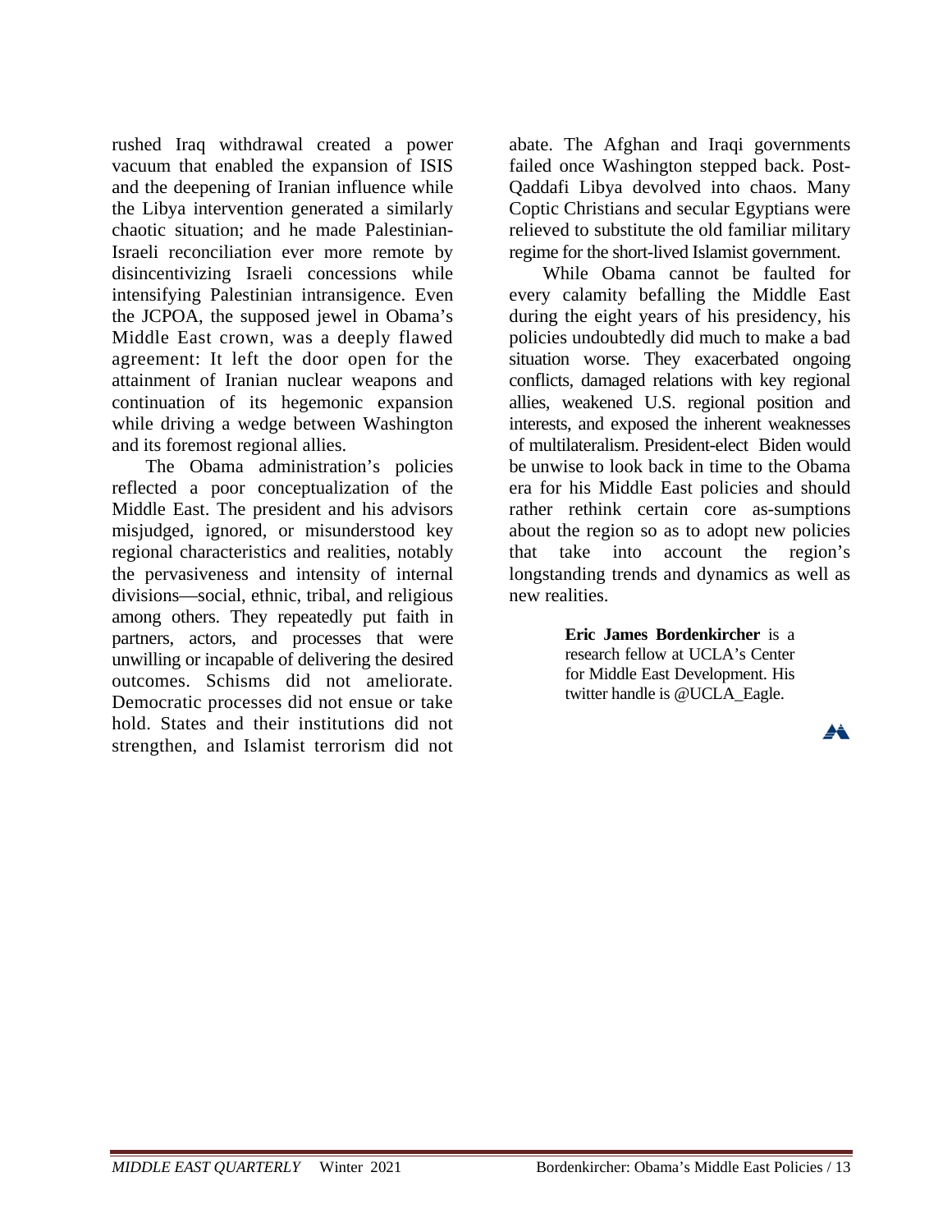rushed Iraq withdrawal created a power vacuum that enabled the expansion of ISIS and the deepening of Iranian influence while the Libya intervention generated a similarly chaotic situation; and he made Palestinian-Israeli reconciliation ever more remote by disincentivizing Israeli concessions while intensifying Palestinian intransigence. Even the JCPOA, the supposed jewel in Obama's Middle East crown, was a deeply flawed agreement: It left the door open for the attainment of Iranian nuclear weapons and continuation of its hegemonic expansion while driving a wedge between Washington and its foremost regional allies.

The Obama administration's policies reflected a poor conceptualization of the Middle East. The president and his advisors misjudged, ignored, or misunderstood key regional characteristics and realities, notably the pervasiveness and intensity of internal divisions—social, ethnic, tribal, and religious among others. They repeatedly put faith in partners, actors, and processes that were unwilling or incapable of delivering the desired outcomes. Schisms did not ameliorate. Democratic processes did not ensue or take hold. States and their institutions did not strengthen, and Islamist terrorism did not abate. The Afghan and Iraqi governments failed once Washington stepped back. Post-Qaddafi Libya devolved into chaos. Many Coptic Christians and secular Egyptians were relieved to substitute the old familiar military regime for the short-lived Islamist government.

While Obama cannot be faulted for every calamity befalling the Middle East during the eight years of his presidency, his policies undoubtedly did much to make a bad situation worse. They exacerbated ongoing conflicts, damaged relations with key regional allies, weakened U.S. regional position and interests, and exposed the inherent weaknesses of multilateralism. President-elect Biden would be unwise to look back in time to the Obama era for his Middle East policies and should rather rethink certain core as-sumptions about the region so as to adopt new policies that take into account the region's longstanding trends and dynamics as well as new realities.

**Eric James Bordenkircher** is a research fellow at UCLA's Center for Middle East Development. His twitter handle is @UCLA_Eagle.